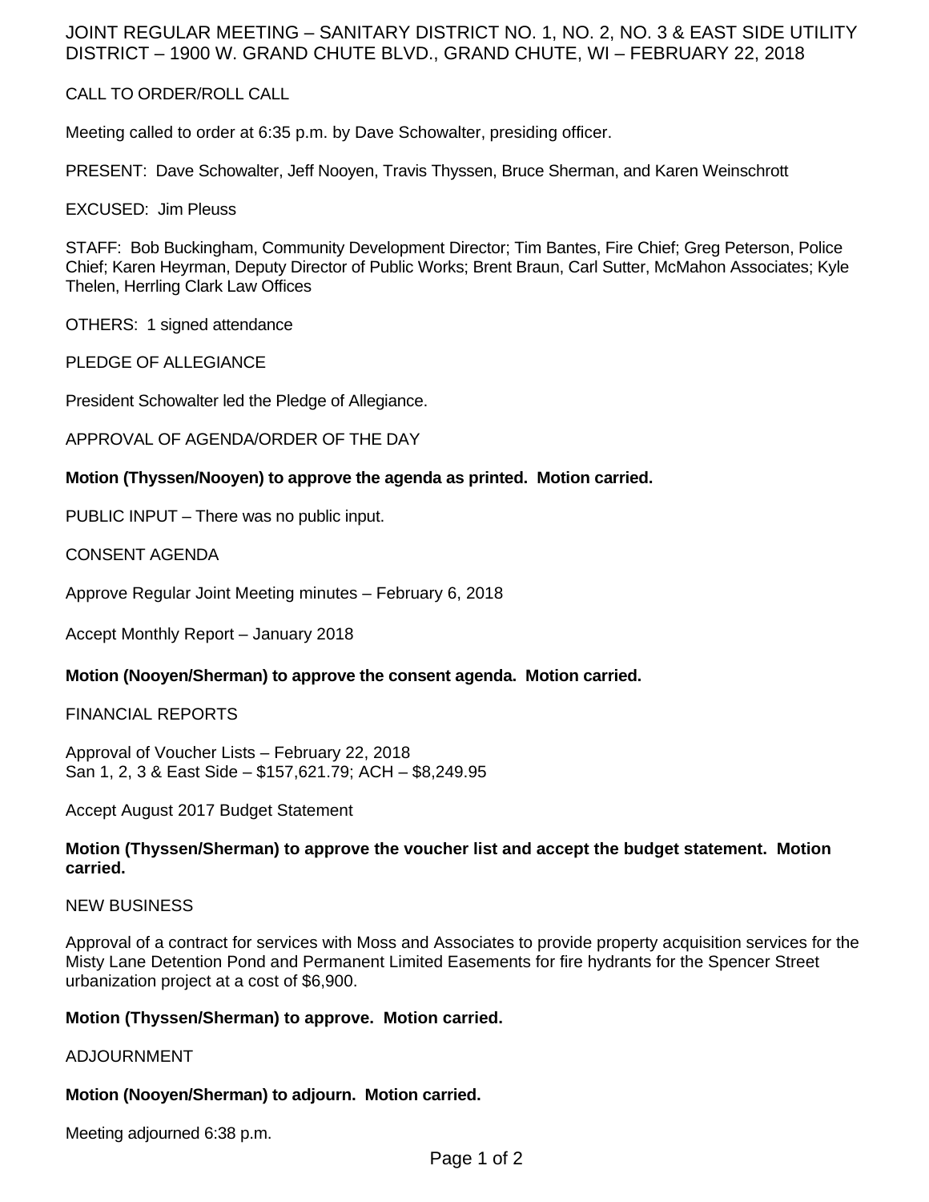# JOINT REGULAR MEETING – SANITARY DISTRICT NO. 1, NO. 2, NO. 3 & EAST SIDE UTILITY DISTRICT – 1900 W. GRAND CHUTE BLVD., GRAND CHUTE, WI – FEBRUARY 22, 2018

## CALL TO ORDER/ROLL CALL

Meeting called to order at 6:35 p.m. by Dave Schowalter, presiding officer.

PRESENT: Dave Schowalter, Jeff Nooyen, Travis Thyssen, Bruce Sherman, and Karen Weinschrott

EXCUSED: Jim Pleuss

STAFF: Bob Buckingham, Community Development Director; Tim Bantes, Fire Chief; Greg Peterson, Police Chief; Karen Heyrman, Deputy Director of Public Works; Brent Braun, Carl Sutter, McMahon Associates; Kyle Thelen, Herrling Clark Law Offices

OTHERS: 1 signed attendance

## PLEDGE OF ALLEGIANCE

President Schowalter led the Pledge of Allegiance.

## APPROVAL OF AGENDA/ORDER OF THE DAY

**Motion (Thyssen/Nooyen) to approve the agenda as printed. Motion carried.**

PUBLIC INPUT – There was no public input.

## CONSENT AGENDA

Approve Regular Joint Meeting minutes – February 6, 2018

Accept Monthly Report – January 2018

**Motion (Nooyen/Sherman) to approve the consent agenda. Motion carried.**

## FINANCIAL REPORTS

Approval of Voucher Lists – February 22, 2018
San 1, 2, 3 & East Side – $157,621.79; ACH – $8,249.95

Accept August 2017 Budget Statement

**Motion (Thyssen/Sherman) to approve the voucher list and accept the budget statement. Motion carried.**

## NEW BUSINESS

Approval of a contract for services with Moss and Associates to provide property acquisition services for the Misty Lane Detention Pond and Permanent Limited Easements for fire hydrants for the Spencer Street urbanization project at a cost of $6,900.

**Motion (Thyssen/Sherman) to approve. Motion carried.**

## ADJOURNMENT

**Motion (Nooyen/Sherman) to adjourn. Motion carried.**

Meeting adjourned 6:38 p.m.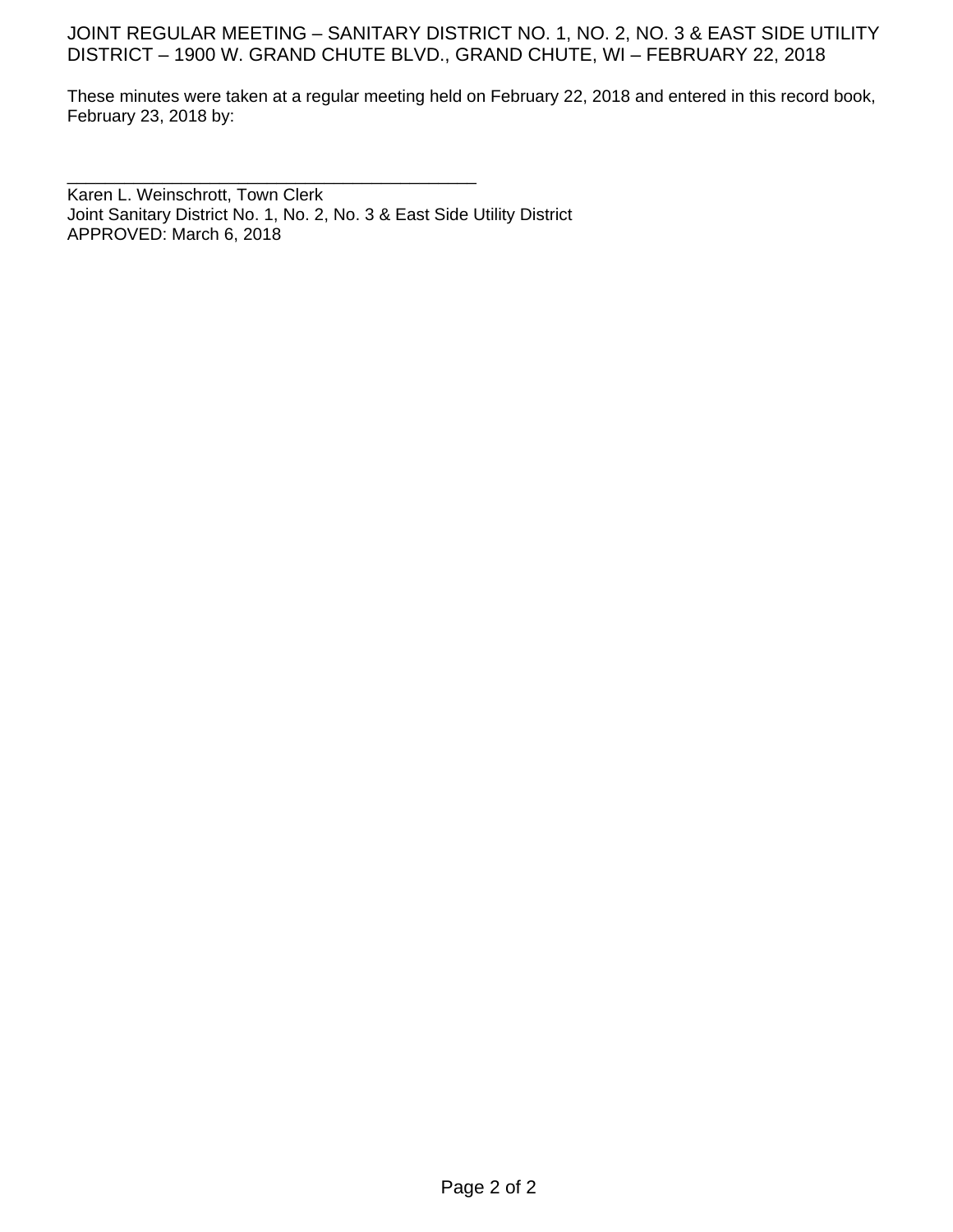These minutes were taken at a regular meeting held on February 22, 2018 and entered in this record book, February 23, 2018 by:

\_\_\_\_\_\_\_\_\_\_\_\_\_\_\_\_\_\_\_\_\_\_\_\_\_\_\_\_\_\_\_\_\_\_\_\_\_\_\_\_\_\_\_\_

Karen L. Weinschrott, Town Clerk
Joint Sanitary District No. 1, No. 2, No. 3 & East Side Utility District
APPROVED: March 6, 2018